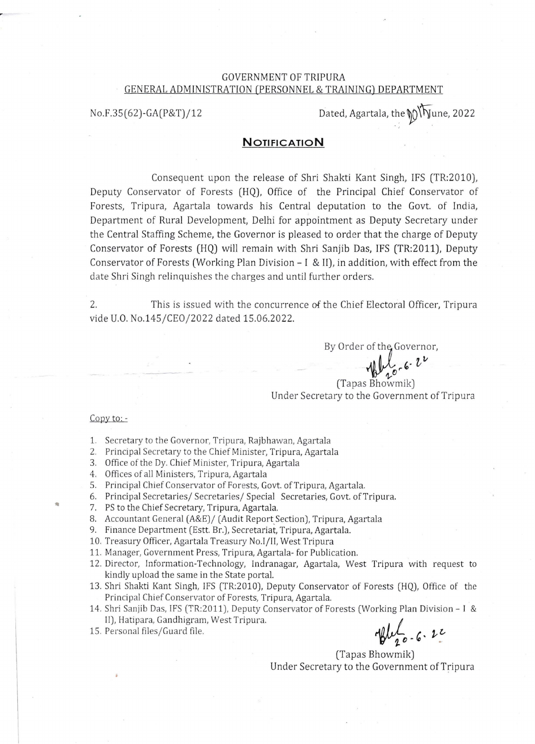GOVERNMENT OF TRIPURA
GENERAL ADMINISTRATION (PERSONNEL & TRAINING) DEPARTMENT

No.F.35(62)-GA(P&T)/12 Dated, Agartala, the 20th June, 2022

## NOTIFICATION

Consequent upon the release of Shri Shakti Kant Singh, IFS (TR:2010), Deputy Conservator of Forests (HQ), Office of the Principal Chief Conservator of Forests, Tripura, Agartala towards his Central deputation to the Govt. of India, Department of Rural Development, Delhi for appointment as Deputy Secretary under the Central Staffing Scheme, the Governor is pleased to order that the charge of Deputy Conservator of Forests (HQ) will remain with Shri Sanjib Das, IFS (TR:2011), Deputy Conservator of Forests (Working Plan Division – I & II), in addition, with effect from the date Shri Singh relinquishes the charges and until further orders.

2. This is issued with the concurrence of the Chief Electoral Officer, Tripura vide U.O. No.145/CEO/2022 dated 15.06.2022.

By Order of the Governor,

20-6-22

(Tapas Bhowmik)
Under Secretary to the Government of Tripura

Copy to: -

1. Secretary to the Governor, Tripura, Rajbhawan, Agartala
2. Principal Secretary to the Chief Minister, Tripura, Agartala
3. Office of the Dy. Chief Minister, Tripura, Agartala
4. Offices of all Ministers, Tripura, Agartala
5. Principal Chief Conservator of Forests, Govt. of Tripura, Agartala.
6. Principal Secretaries/ Secretaries/ Special Secretaries, Govt. of Tripura.
7. PS to the Chief Secretary, Tripura, Agartala.
8. Accountant General (A&E)/ (Audit Report Section), Tripura, Agartala
9. Finance Department (Estt. Br.), Secretariat, Tripura, Agartala.
10. Treasury Officer, Agartala Treasury No.I/II, West Tripura
11. Manager, Government Press, Tripura, Agartala- for Publication.
12. Director, Information-Technology, Indranagar, Agartala, West Tripura with request to kindly upload the same in the State portal.
13. Shri Shakti Kant Singh, IFS (TR:2010), Deputy Conservator of Forests (HQ), Office of the Principal Chief Conservator of Forests, Tripura, Agartala.
14. Shri Sanjib Das, IFS (TR:2011), Deputy Conservator of Forests (Working Plan Division – I & II), Hatipara, Gandhigram, West Tripura.
15. Personal files/Guard file.

20-6-22

(Tapas Bhowmik)
Under Secretary to the Government of Tripura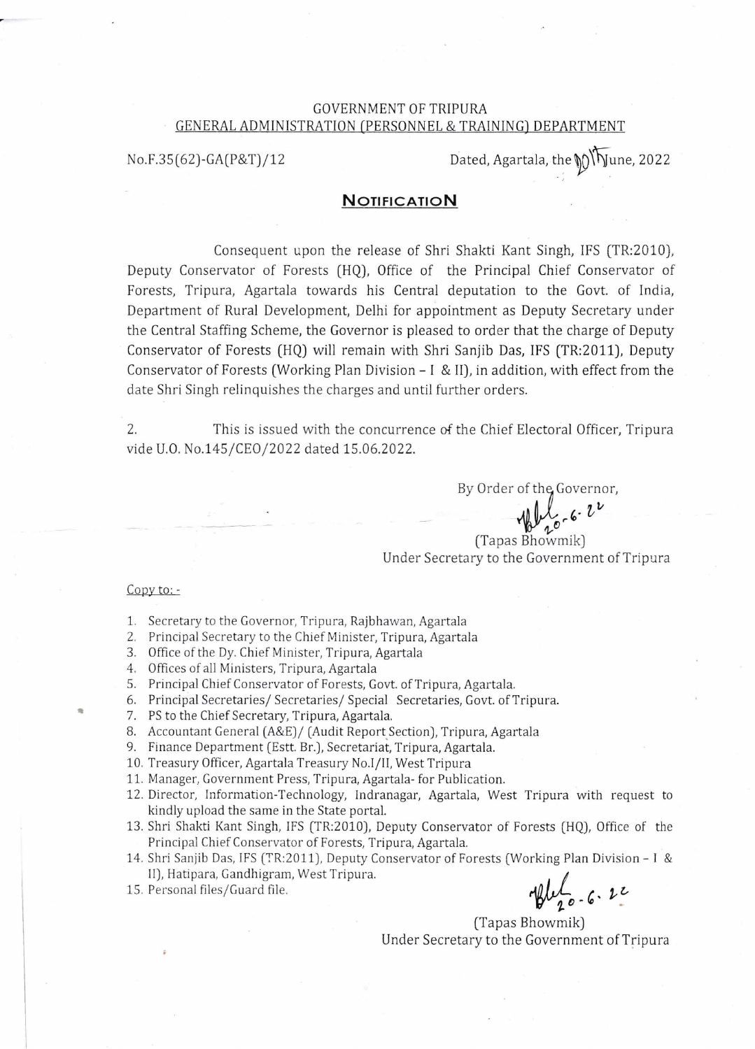GOVERNMENT OF TRIPURA

GENERAL ADMINISTRATION (PERSONNEL & TRAINING) DEPARTMENT

No.F.35(62)-GA(P&T)/12 Dated, Agartala, the 20th June, 2022

## NOTIFICATION

Consequent upon the release of Shri Shakti Kant Singh, IFS (TR:2010), Deputy Conservator of Forests (HQ), Office of the Principal Chief Conservator of Forests, Tripura, Agartala towards his Central deputation to the Govt. of India, Department of Rural Development, Delhi for appointment as Deputy Secretary under the Central Staffing Scheme, the Governor is pleased to order that the charge of Deputy Conservator of Forests (HQ) will remain with Shri Sanjib Das, IFS (TR:2011), Deputy Conservator of Forests (Working Plan Division – I & II), in addition, with effect from the date Shri Singh relinquishes the charges and until further orders.

2. This is issued with the concurrence of the Chief Electoral Officer, Tripura vide U.O. No.145/CEO/2022 dated 15.06.2022.

By Order of the Governor,

20-6-22

(Tapas Bhowmik)

Under Secretary to the Government of Tripura

Copy to: -

1. Secretary to the Governor, Tripura, Rajbhawan, Agartala
2. Principal Secretary to the Chief Minister, Tripura, Agartala
3. Office of the Dy. Chief Minister, Tripura, Agartala
4. Offices of all Ministers, Tripura, Agartala
5. Principal Chief Conservator of Forests, Govt. of Tripura, Agartala.
6. Principal Secretaries/ Secretaries/ Special Secretaries, Govt. of Tripura.
7. PS to the Chief Secretary, Tripura, Agartala.
8. Accountant General (A&E)/ (Audit Report Section), Tripura, Agartala
9. Finance Department (Estt. Br.), Secretariat, Tripura, Agartala.
10. Treasury Officer, Agartala Treasury No.I/II, West Tripura
11. Manager, Government Press, Tripura, Agartala- for Publication.
12. Director, Information-Technology, Indranagar, Agartala, West Tripura with request to kindly upload the same in the State portal.
13. Shri Shakti Kant Singh, IFS (TR:2010), Deputy Conservator of Forests (HQ), Office of the Principal Chief Conservator of Forests, Tripura, Agartala.
14. Shri Sanjib Das, IFS (TR:2011), Deputy Conservator of Forests (Working Plan Division – I & II), Hatipara, Gandhigram, West Tripura.
15. Personal files/Guard file.

20-6-22

(Tapas Bhowmik)

Under Secretary to the Government of Tripura